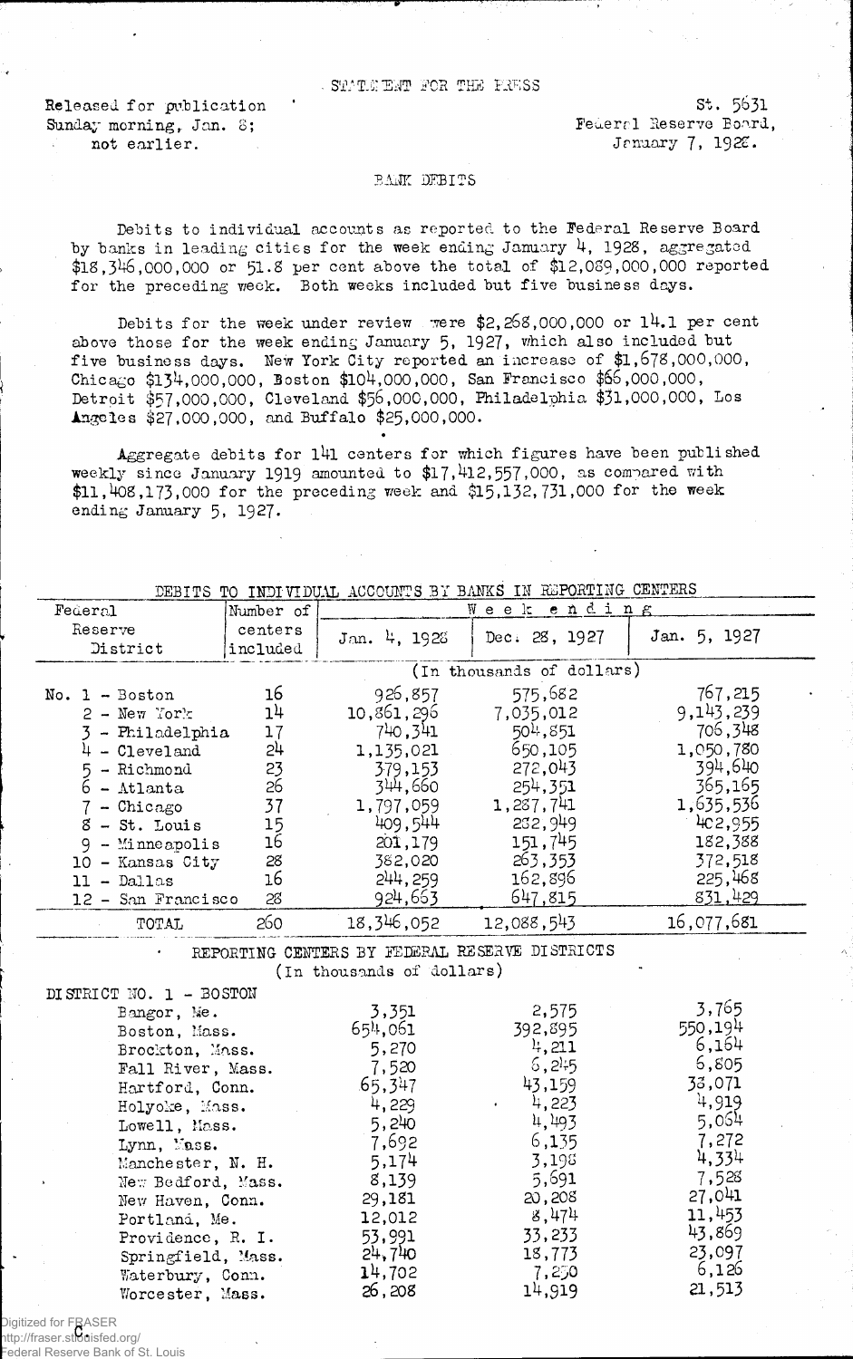STATEMENT FOR THE PRESS

Released for publication
Sunday morning, Jan. 8;
not earlier.

St. 5631
Federal Reserve Board,
January 7, 1928.

BANK DEBITS

Debits to individual accounts as reported to the Federal Reserve Board by banks in leading cities for the week ending January 4, 1928, aggregated $18,346,000,000 or 51.8 per cent above the total of $12,089,000,000 reported for the preceding week. Both weeks included but five business days.

Debits for the week under review were $2,268,000,000 or 14.1 per cent above those for the week ending January 5, 1927, which also included but five business days. New York City reported an increase of $1,678,000,000, Chicago $134,000,000, Boston $104,000,000, San Francisco $66,000,000, Detroit $57,000,000, Cleveland $56,000,000, Philadelphia $31,000,000, Los Angeles $27,000,000, and Buffalo $25,000,000.

Aggregate debits for 141 centers for which figures have been published weekly since January 1919 amounted to $17,412,557,000, as compared with $11,408,173,000 for the preceding week and $15,132,731,000 for the week ending January 5, 1927.

DEBITS TO INDIVIDUAL ACCOUNTS BY BANKS IN REPORTING CENTERS

| Federal Reserve District | Number of centers included | Week ending Jan. 4, 1928 | Dec. 28, 1927 | Jan. 5, 1927 |
|---|---|---|---|---|
| | | (In thousands of dollars) | | |
| No. 1 - Boston | 16 | 926,857 | 575,682 | 767,215 |
| 2 - New York | 14 | 10,861,296 | 7,035,012 | 9,143,239 |
| 3 - Philadelphia | 17 | 740,341 | 504,851 | 706,348 |
| 4 - Cleveland | 24 | 1,135,021 | 650,105 | 1,050,780 |
| 5 - Richmond | 23 | 379,153 | 272,043 | 394,640 |
| 6 - Atlanta | 26 | 344,660 | 254,351 | 365,165 |
| 7 - Chicago | 37 | 1,797,059 | 1,287,741 | 1,635,536 |
| 8 - St. Louis | 15 | 409,544 | 282,949 | 402,955 |
| 9 - Minneapolis | 16 | 201,179 | 151,745 | 182,388 |
| 10 - Kansas City | 28 | 382,020 | 263,353 | 372,518 |
| 11 - Dallas | 16 | 244,259 | 162,896 | 225,468 |
| 12 - San Francisco | 28 | 924,663 | 647,815 | 831,429 |
| TOTAL | 260 | 18,346,052 | 12,088,543 | 16,077,681 |

REPORTING CENTERS BY FEDERAL RESERVE DISTRICTS
(In thousands of dollars)

| DISTRICT NO. 1 - BOSTON | Jan. 4, 1928 | Dec. 28, 1927 | Jan. 5, 1927 |
|---|---|---|---|
| Bangor, Me. | 3,351 | 2,575 | 3,765 |
| Boston, Mass. | 654,061 | 392,895 | 550,194 |
| Brockton, Mass. | 5,270 | 4,211 | 6,164 |
| Fall River, Mass. | 7,520 | 6,245 | 6,805 |
| Hartford, Conn. | 65,347 | 43,159 | 38,071 |
| Holyoke, Mass. | 4,229 | 4,223 | 4,919 |
| Lowell, Mass. | 5,240 | 4,493 | 5,064 |
| Lynn, Mass. | 7,692 | 6,135 | 7,272 |
| Manchester, N. H. | 5,174 | 3,198 | 4,334 |
| New Bedford, Mass. | 8,139 | 5,691 | 7,528 |
| New Haven, Conn. | 29,181 | 20,208 | 27,041 |
| Portland, Me. | 12,012 | 8,474 | 11,453 |
| Providence, R. I. | 53,991 | 33,233 | 43,869 |
| Springfield, Mass. | 24,740 | 18,773 | 23,097 |
| Waterbury, Conn. | 14,702 | 7,250 | 6,126 |
| Worcester, Mass. | 26,208 | 14,919 | 21,513 |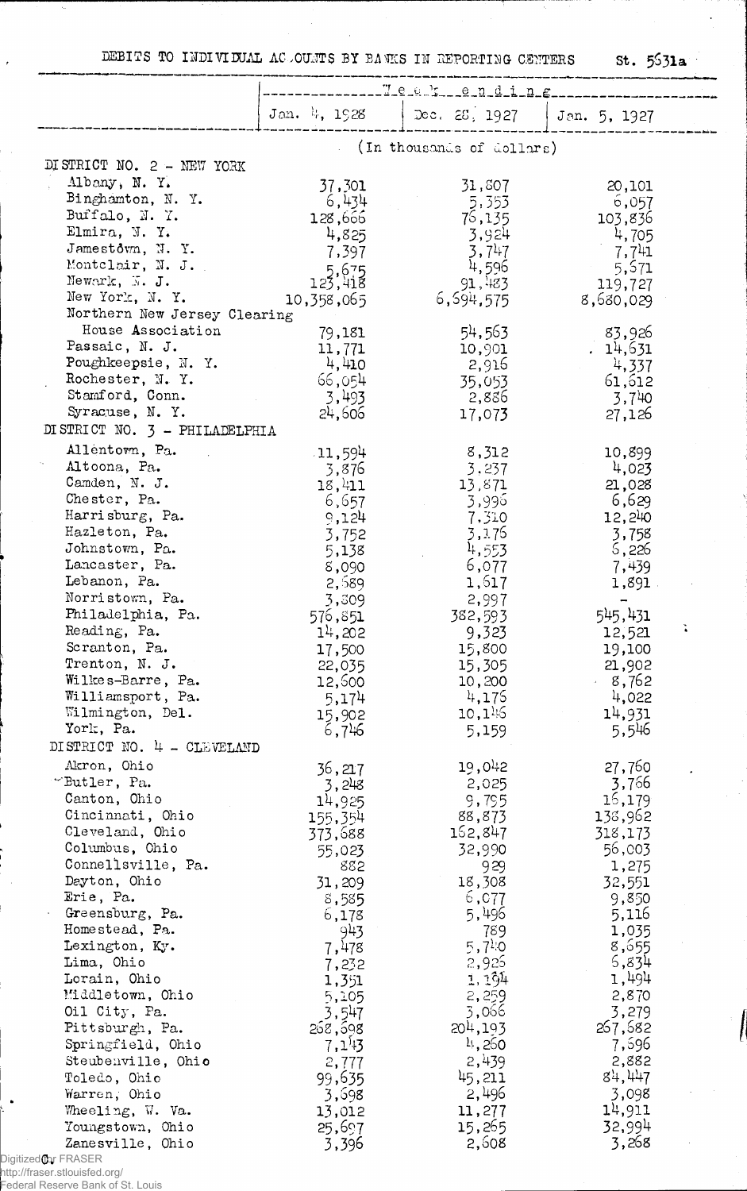DEBITS TO INDIVIDUAL ACCOUNTS BY BANKS IN REPORTING CENTERS St. 5631a

| | Week ending | | |
|---|---|---|---|
| | Jan. 4, 1928 | Dec. 28, 1927 | Jan. 5, 1927 |
| | (In thousands of dollars) | | |
| DISTRICT NO. 2 - NEW YORK | | | |
| Albany, N. Y. | 37,301 | 31,807 | 20,101 |
| Binghamton, N. Y. | 6,434 | 5,353 | 6,057 |
| Buffalo, N. Y. | 128,666 | 76,135 | 103,836 |
| Elmira, N. Y. | 4,825 | 3,924 | 4,705 |
| Jamestown, N. Y. | 7,397 | 3,747 | 7,741 |
| Montclair, N. J. | 5,675 | 4,596 | 5,671 |
| Newark, N. J. | 123,418 | 91,483 | 119,727 |
| New York, N. Y. | 10,358,065 | 6,694,575 | 8,680,029 |
| Northern New Jersey Clearing House Association | 79,181 | 54,563 | 83,926 |
| Passaic, N. J. | 11,771 | 10,901 | 14,631 |
| Poughkeepsie, N. Y. | 4,410 | 2,916 | 4,337 |
| Rochester, N. Y. | 66,054 | 35,053 | 61,612 |
| Stamford, Conn. | 3,493 | 2,886 | 3,740 |
| Syracuse, N. Y. | 24,606 | 17,073 | 27,126 |
| DISTRICT NO. 3 - PHILADELPHIA | | | |
| Allentown, Pa. | 11,594 | 8,312 | 10,899 |
| Altoona, Pa. | 3,876 | 3,237 | 4,023 |
| Camden, N. J. | 18,411 | 13,871 | 21,028 |
| Chester, Pa. | 6,657 | 3,996 | 6,629 |
| Harrisburg, Pa. | 9,124 | 7,310 | 12,240 |
| Hazleton, Pa. | 3,752 | 3,176 | 3,758 |
| Johnstown, Pa. | 5,138 | 4,553 | 6,226 |
| Lancaster, Pa. | 8,090 | 6,077 | 7,439 |
| Lebanon, Pa. | 2,589 | 1,617 | 1,891 |
| Norristown, Pa. | 3,309 | 2,997 | - |
| Philadelphia, Pa. | 576,851 | 382,593 | 545,431 |
| Reading, Pa. | 14,202 | 9,323 | 12,521 |
| Scranton, Pa. | 17,500 | 15,800 | 19,100 |
| Trenton, N. J. | 22,035 | 15,305 | 21,902 |
| Wilkes-Barre, Pa. | 12,600 | 10,200 | 8,762 |
| Williamsport, Pa. | 5,174 | 4,175 | 4,022 |
| Wilmington, Del. | 15,902 | 10,146 | 14,931 |
| York, Pa. | 6,746 | 5,159 | 5,546 |
| DISTRICT NO. 4 - CLEVELAND | | | |
| Akron, Ohio | 36,217 | 19,042 | 27,760 |
| Butler, Pa. | 3,248 | 2,025 | 3,766 |
| Canton, Ohio | 14,925 | 9,795 | 16,179 |
| Cincinnati, Ohio | 155,354 | 88,873 | 138,962 |
| Cleveland, Ohio | 373,688 | 162,847 | 318,173 |
| Columbus, Ohio | 55,023 | 32,990 | 56,003 |
| Connellsville, Pa. | 882 | 929 | 1,275 |
| Dayton, Ohio | 31,209 | 18,308 | 32,551 |
| Erie, Pa. | 8,585 | 6,077 | 9,850 |
| Greensburg, Pa. | 6,178 | 5,496 | 5,116 |
| Homestead, Pa. | 943 | 789 | 1,035 |
| Lexington, Ky. | 7,478 | 5,740 | 8,655 |
| Lima, Ohio | 7,232 | 2,926 | 6,834 |
| Lorain, Ohio | 1,351 | 1,194 | 1,494 |
| Middletown, Ohio | 5,105 | 2,259 | 2,870 |
| Oil City, Pa. | 3,547 | 3,066 | 3,279 |
| Pittsburgh, Pa. | 268,698 | 204,193 | 267,682 |
| Springfield, Ohio | 7,143 | 4,260 | 7,696 |
| Steubenville, Ohio | 2,777 | 2,439 | 2,882 |
| Toledo, Ohio | 99,635 | 45,211 | 84,447 |
| Warren, Ohio | 3,698 | 2,496 | 3,098 |
| Wheeling, W. Va. | 13,012 | 11,277 | 14,911 |
| Youngstown, Ohio | 25,697 | 15,265 | 32,994 |
| Zanesville, Ohio | 3,396 | 2,608 | 3,268 |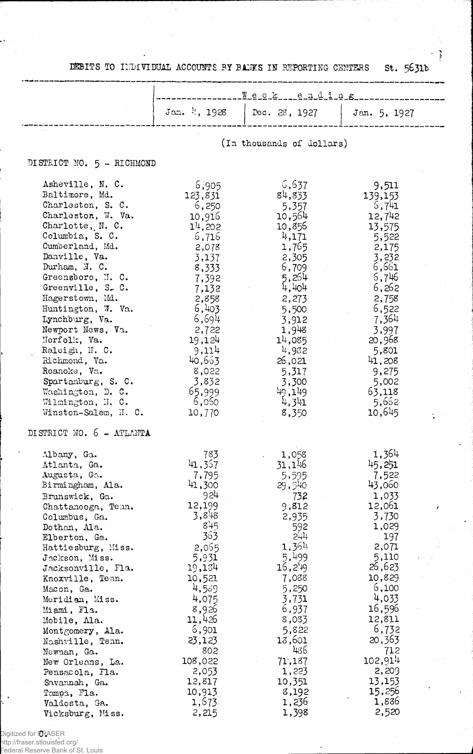DEBITS TO INDIVIDUAL ACCOUNTS BY BANKS IN REPORTING CENTERS St. 5631b

| | Week ending | | |
|---|---|---|---|
| | Jan. 4, 1928 | Dec. 28, 1927 | Jan. 5, 1927 |
| | (In thousands of dollars) | | |
| **DISTRICT NO. 5 - RICHMOND** | | | |
| Asheville, N. C. | 6,905 | 6,637 | 9,511 |
| Baltimore, Md. | 123,831 | 84,833 | 139,153 |
| Charleston, S. C. | 6,250 | 5,357 | 6,741 |
| Charleston, W. Va. | 10,916 | 10,564 | 12,742 |
| Charlotte, N. C. | 14,202 | 10,856 | 13,575 |
| Columbia, S. C. | 6,716 | 4,171 | 5,522 |
| Cumberland, Md. | 2,078 | 1,765 | 2,175 |
| Danville, Va. | 3,137 | 2,305 | 3,232 |
| Durham, N. C. | 8,333 | 6,709 | 6,661 |
| Greensboro, N. C. | 7,392 | 5,264 | 6,746 |
| Greenville, S. C. | 7,132 | 4,404 | 6,262 |
| Hagerstown, Md. | 2,858 | 2,273 | 2,758 |
| Huntington, W. Va. | 6,403 | 5,500 | 6,522 |
| Lynchburg, Va. | 6,694 | 3,912 | 7,364 |
| Newport News, Va. | 2,722 | 1,948 | 3,997 |
| Norfolk, Va. | 19,124 | 14,085 | 20,968 |
| Raleigh, N. C. | 9,114 | 4,982 | 5,801 |
| Richmond, Va. | 40,663 | 26,021 | 41,208 |
| Roanoke, Va. | 8,022 | 5,317 | 9,275 |
| Spartanburg, S. C. | 3,832 | 3,300 | 5,002 |
| Washington, D. C. | 65,999 | 49,149 | 63,118 |
| Wilmington, N. C. | 6,060 | 4,341 | 5,662 |
| Winston-Salem, N. C. | 10,770 | 8,350 | 10,645 |
| **DISTRICT NO. 6 - ATLANTA** | | | |
| Albany, Ga. | 783 | 1,058 | 1,364 |
| Atlanta, Ga. | 41,367 | 31,146 | 45,251 |
| Augusta, Ga. | 7,795 | 5,595 | 7,522 |
| Birmingham, Ala. | 41,300 | 29,540 | 43,060 |
| Brunswick, Ga. | 924 | 732 | 1,033 |
| Chattanooga, Tenn. | 12,199 | 9,812 | 12,061 |
| Columbus, Ga. | 3,848 | 2,935 | 3,730 |
| Dothan, Ala. | 845 | 592 | 1,029 |
| Elberton, Ga. | 363 | 244 | 197 |
| Hattiesburg, Miss. | 2,065 | 1,364 | 2,071 |
| Jackson, Miss. | 5,931 | 5,499 | 5,110 |
| Jacksonville, Fla. | 19,134 | 16,249 | 26,623 |
| Knoxville, Tenn. | 10,521 | 7,088 | 10,829 |
| Macon, Ga. | 4,589 | 5,250 | 6,100 |
| Meridian, Miss. | 4,075 | 3,731 | 4,033 |
| Miami, Fla. | 8,926 | 6,937 | 16,596 |
| Mobile, Ala. | 11,426 | 8,083 | 12,811 |
| Montgomery, Ala. | 6,901 | 5,822 | 6,732 |
| Nashville, Tenn. | 23,123 | 18,601 | 20,363 |
| Newnan, Ga. | 802 | 436 | 712 |
| New Orleans, La. | 108,022 | 71,187 | 102,914 |
| Pensacola, Fla. | 2,053 | 1,223 | 2,209 |
| Savannah, Ga. | 12,817 | 10,351 | 13,153 |
| Tampa, Fla. | 10,913 | 8,192 | 15,256 |
| Valdosta, Ga. | 1,673 | 1,236 | 1,886 |
| Vicksburg, Miss. | 2,215 | 1,398 | 2,520 |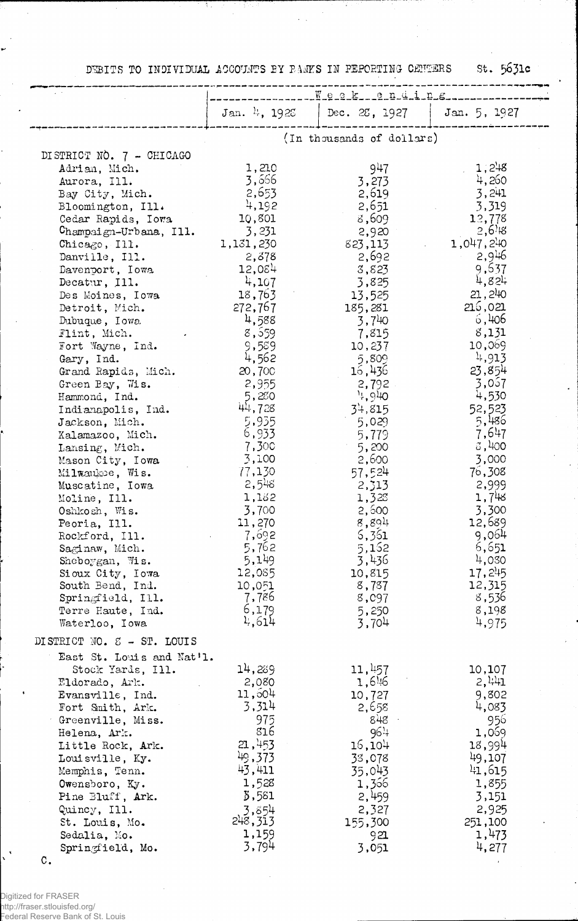DEBITS TO INDIVIDUAL ACCOUNTS BY BANKS IN REPORTING CENTERS St. 5631c

| | Week ending | | |
|---|---|---|---|
| | Jan. 4, 1928 | Dec. 28, 1927 | Jan. 5, 1927 |
| | (In thousands of dollars) | | |
| DISTRICT NO. 7 - CHICAGO | | | |
| Adrian, Mich. | 1,210 | 947 | 1,248 |
| Aurora, Ill. | 3,666 | 3,273 | 4,260 |
| Bay City, Mich. | 2,653 | 2,619 | 3,241 |
| Bloomington, Ill. | 4,192 | 2,651 | 3,319 |
| Cedar Rapids, Iowa | 10,801 | 8,609 | 12,778 |
| Champaign-Urbana, Ill. | 3,231 | 2,920 | 2,648 |
| Chicago, Ill. | 1,131,230 | 823,113 | 1,047,240 |
| Danville, Ill. | 2,878 | 2,692 | 2,946 |
| Davenport, Iowa | 12,084 | 8,823 | 9,637 |
| Decatur, Ill. | 4,107 | 3,825 | 4,824 |
| Des Moines, Iowa | 18,763 | 13,525 | 21,240 |
| Detroit, Mich. | 272,767 | 185,281 | 216,021 |
| Dubuque, Iowa | 4,588 | 3,740 | 6,406 |
| Flint, Mich. | 8,659 | 7,815 | 8,131 |
| Fort Wayne, Ind. | 9,589 | 10,237 | 10,069 |
| Gary, Ind. | 4,562 | 5,809 | 4,913 |
| Grand Rapids, Mich. | 20,700 | 16,436 | 23,854 |
| Green Bay, Wis. | 2,955 | 2,792 | 3,067 |
| Hammond, Ind. | 5,280 | 4,940 | 4,530 |
| Indianapolis, Ind. | 44,728 | 34,815 | 52,523 |
| Jackson, Mich. | 5,935 | 5,029 | 5,486 |
| Kalamazoo, Mich. | 6,933 | 5,779 | 7,647 |
| Lansing, Mich. | 7,300 | 5,200 | 8,400 |
| Mason City, Iowa | 3,100 | 2,600 | 3,000 |
| Milwaukee, Wis. | 77,130 | 57,524 | 76,308 |
| Muscatine, Iowa | 2,548 | 2,313 | 2,999 |
| Moline, Ill. | 1,182 | 1,328 | 1,748 |
| Oshkosh, Wis. | 3,700 | 2,600 | 3,300 |
| Peoria, Ill. | 11,270 | 8,894 | 12,689 |
| Rockford, Ill. | 7,692 | 6,361 | 9,064 |
| Saginaw, Mich. | 5,762 | 5,162 | 6,651 |
| Sheboygan, Wis. | 5,149 | 3,436 | 4,080 |
| Sioux City, Iowa | 12,085 | 10,815 | 17,245 |
| South Bend, Ind. | 10,051 | 8,787 | 12,315 |
| Springfield, Ill. | 7,786 | 8,097 | 8,536 |
| Terre Haute, Ind. | 6,179 | 5,250 | 8,198 |
| Waterloo, Iowa | 4,614 | 3,704 | 4,975 |
| DISTRICT NO. 8 - ST. LOUIS | | | |
| East St. Louis and Nat'l. Stock Yards, Ill. | 14,289 | 11,457 | 10,107 |
| Eldorado, Ark. | 2,080 | 1,646 | 2,441 |
| Evansville, Ind. | 11,604 | 10,727 | 9,802 |
| Fort Smith, Ark. | 3,314 | 2,658 | 4,083 |
| Greenville, Miss. | 975 | 848 | 956 |
| Helena, Ark. | 816 | 964 | 1,069 |
| Little Rock, Ark. | 21,453 | 16,104 | 18,994 |
| Louisville, Ky. | 49,373 | 38,078 | 49,107 |
| Memphis, Tenn. | 43,411 | 35,043 | 41,615 |
| Owensboro, Ky. | 1,528 | 1,366 | 1,855 |
| Pine Bluff, Ark. | 3,581 | 2,459 | 3,151 |
| Quincy, Ill. | 3,854 | 2,327 | 2,925 |
| St. Louis, Mo. | 248,313 | 155,300 | 251,100 |
| Sedalia, Mo. | 1,159 | 921 | 1,473 |
| Springfield, Mo. | 3,794 | 3,051 | 4,277 |

C.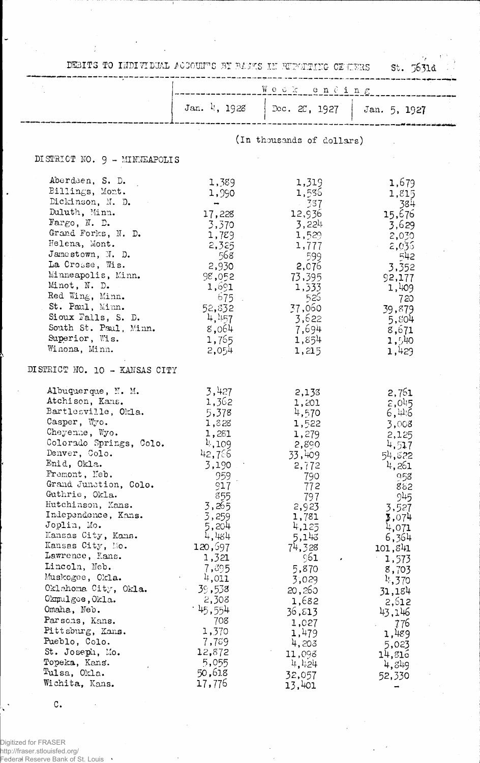DEBITS TO INDIVIDUAL ACCOUNTS BY BANKS IN REPORTING CENTERS St. 5631d

| | Week ending | | |
|---|---|---|---|
| | Jan. 4, 1928 | Dec. 28, 1927 | Jan. 5, 1927 |
| | (In thousands of dollars) | | |
| **DISTRICT NO. 9 - MINNEAPOLIS** | | | |
| Aberdeen, S. D. | 1,389 | 1,319 | 1,679 |
| Billings, Mont. | 1,990 | 1,586 | 1,815 |
| Dickinson, N. D. | - | 337 | 384 |
| Duluth, Minn. | 17,228 | 12,936 | 15,676 |
| Fargo, N. D. | 3,370 | 3,224 | 3,629 |
| Grand Forks, N. D. | 1,789 | 1,529 | 2,030 |
| Helena, Mont. | 2,325 | 1,777 | 2,035 |
| Jamestown, N. D. | 568 | 599 | 542 |
| La Crosse, Wis. | 2,930 | 2,076 | 3,352 |
| Minneapolis, Minn. | 98,052 | 73,395 | 92,177 |
| Minot, N. D. | 1,691 | 1,333 | 1,409 |
| Red Wing, Minn. | 675 | 526 | 720 |
| St. Paul, Minn. | 52,832 | 37,060 | 39,879 |
| Sioux Falls, S. D. | 4,457 | 3,622 | 5,804 |
| South St. Paul, Minn. | 8,064 | 7,694 | 8,671 |
| Superior, Wis. | 1,765 | 1,854 | 1,540 |
| Winona, Minn. | 2,054 | 1,215 | 1,429 |
| **DISTRICT NO. 10 - KANSAS CITY** | | | |
| Albuquerque, N. M. | 3,427 | 2,138 | 2,761 |
| Atchison, Kans. | 1,362 | 1,201 | 2,045 |
| Bartlesville, Okla. | 5,378 | 4,570 | 6,446 |
| Casper, Wyo. | 1,828 | 1,522 | 3,008 |
| Cheyenne, Wyo. | 1,281 | 1,279 | 2,125 |
| Colorado Springs, Colo. | 4,109 | 2,890 | 4,517 |
| Denver, Colo. | 42,766 | 33,409 | 54,822 |
| Enid, Okla. | 3,190 | 2,772 | 4,261 |
| Fremont, Neb. | 959 | 790 | 958 |
| Grand Junction, Colo. | 917 | 772 | 882 |
| Guthrie, Okla. | 855 | 797 | 945 |
| Hutchinson, Kans. | 3,265 | 2,923 | 3,527 |
| Independence, Kans. | 3,259 | 1,781 | 3,074 |
| Joplin, Mo. | 5,204 | 4,125 | 4,071 |
| Kansas City, Kans. | 4,484 | 5,148 | 6,364 |
| Kansas City, Mo. | 120,697 | 74,328 | 101,841 |
| Lawrence, Kans. | 1,321 | 961 | 1,573 |
| Lincoln, Neb. | 7,895 | 5,870 | 8,703 |
| Muskogee, Okla. | 4,011 | 3,029 | 4,370 |
| Oklahoma City, Okla. | 39,538 | 20,260 | 31,184 |
| Okmulgee, Okla. | 2,308 | 1,682 | 2,612 |
| Omaha, Neb. | 45,554 | 36,813 | 43,146 |
| Parsons, Kans. | 708 | 1,027 | 776 |
| Pittsburg, Kans. | 1,370 | 1,479 | 1,489 |
| Pueblo, Colo. | 7,789 | 4,203 | 5,023 |
| St. Joseph, Mo. | 12,872 | 11,098 | 14,816 |
| Topeka, Kans. | 5,055 | 4,424 | 4,849 |
| Tulsa, Okla. | 50,618 | 32,057 | 52,330 |
| Wichita, Kans. | 17,776 | 13,401 | - |

C.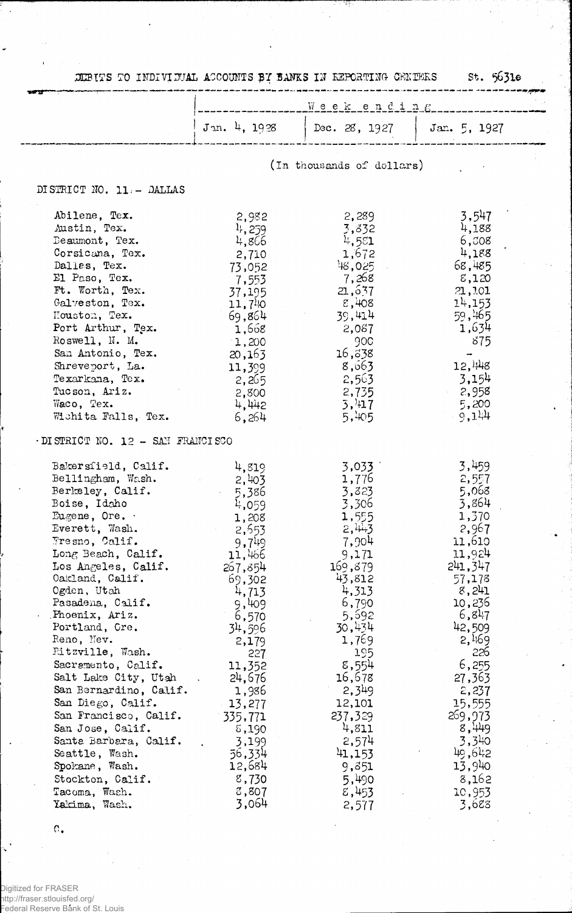DEBITS TO INDIVIDUAL ACCOUNTS BY BANKS IN REPORTING CENTERS St. 5631e

| | Week ending | | |
|---|---|---|---|
| | Jan. 4, 1928 | Dec. 28, 1927 | Jan. 5, 1927 |
| | (In thousands of dollars) | | |
| **DISTRICT NO. 11 - DALLAS** | | | |
| Abilene, Tex. | 2,982 | 2,289 | 3,547 |
| Austin, Tex. | 4,259 | 3,832 | 4,188 |
| Beaumont, Tex. | 4,866 | 4,531 | 6,008 |
| Corsicana, Tex. | 2,710 | 1,672 | 4,188 |
| Dallas, Tex. | 73,052 | 48,025 | 68,485 |
| El Paso, Tex. | 7,553 | 7,268 | 8,120 |
| Ft. Worth, Tex. | 37,195 | 21,637 | 21,101 |
| Galveston, Tex. | 11,740 | 8,408 | 14,153 |
| Houston, Tex. | 69,864 | 39,414 | 59,465 |
| Port Arthur, Tex. | 1,668 | 2,087 | 1,634 |
| Roswell, N. M. | 1,200 | 900 | 875 |
| San Antonio, Tex. | 20,163 | 16,838 | - |
| Shreveport, La. | 11,399 | 8,663 | 12,448 |
| Texarkana, Tex. | 2,265 | 2,563 | 3,154 |
| Tucson, Ariz. | 2,800 | 2,735 | 2,958 |
| Waco, Tex. | 4,442 | 3,417 | 5,200 |
| Wichita Falls, Tex. | 6,264 | 5,405 | 9,144 |
| **DISTRICT NO. 12 - SAN FRANCISCO** | | | |
| Bakersfield, Calif. | 4,819 | 3,033 | 3,459 |
| Bellingham, Wash. | 2,403 | 1,776 | 2,557 |
| Berkeley, Calif. | 5,386 | 3,823 | 5,068 |
| Boise, Idaho | 4,059 | 3,306 | 3,864 |
| Eugene, Ore. | 1,208 | 1,555 | 1,370 |
| Everett, Wash. | 2,553 | 2,443 | 2,967 |
| Fresno, Calif. | 9,749 | 7,904 | 11,610 |
| Long Beach, Calif. | 11,466 | 9,171 | 11,924 |
| Los Angeles, Calif. | 267,854 | 169,879 | 241,347 |
| Oakland, Calif. | 69,302 | 43,812 | 57,178 |
| Ogden, Utah | 4,713 | 4,313 | 8,241 |
| Pasadena, Calif. | 9,409 | 6,790 | 10,236 |
| Phoenix, Ariz. | 6,570 | 5,692 | 6,847 |
| Portland, Ore. | 34,596 | 30,434 | 42,509 |
| Reno, Nev. | 2,179 | 1,769 | 2,469 |
| Ritzville, Wash. | 227 | 195 | 226 |
| Sacramento, Calif. | 11,352 | 8,554 | 6,255 |
| Salt Lake City, Utah | 24,676 | 16,678 | 27,363 |
| San Bernardino, Calif. | 1,986 | 2,349 | 2,237 |
| San Diego, Calif. | 13,277 | 12,101 | 15,555 |
| San Francisco, Calif. | 335,771 | 237,329 | 269,973 |
| San Jose, Calif. | 8,190 | 4,811 | 8,449 |
| Santa Barbara, Calif. | 3,199 | 2,574 | 3,340 |
| Seattle, Wash. | 56,334 | 41,153 | 49,642 |
| Spokane, Wash. | 12,684 | 9,851 | 13,940 |
| Stockton, Calif. | 8,730 | 5,490 | 8,162 |
| Tacoma, Wash. | 8,807 | 8,453 | 10,953 |
| Yakima, Wash. | 3,064 | 2,577 | 3,688 |

C.